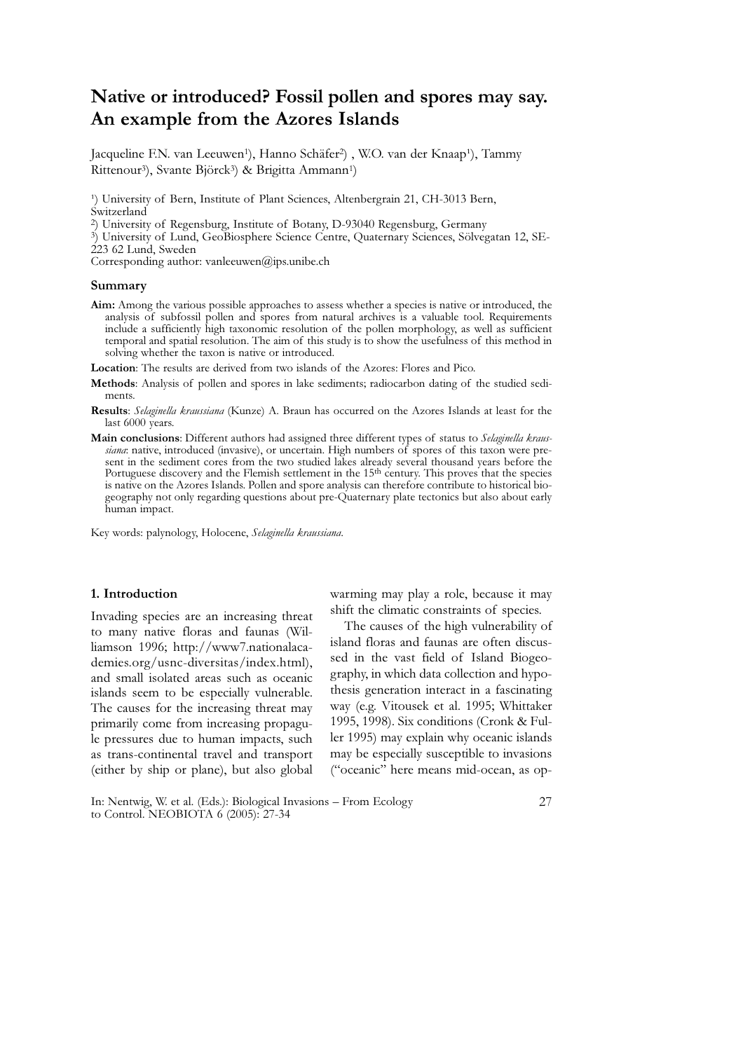# Native or introduced? Fossil pollen and spores may say. An example from the Azores Islands

Jacqueline F.N. van Leeuwen[1]), Hanno Schäfer[2]) , W.O. van der Knaap[1]), Tammy Rittenour[3]), Svante Björck[3]) & Brigitta Ammann[1])

[1]) University of Bern, Institute of Plant Sciences, Altenbergrain 21, CH-3013 Bern, Switzerland

[2]) University of Regensburg, Institute of Botany, D-93040 Regensburg, Germany

[3]) University of Lund, GeoBiosphere Science Centre, Quaternary Sciences, Sölvegatan 12, SE-223 62 Lund, Sweden

Corresponding author: vanleeuwen@ips.unibe.ch

## Summary

**Aim:** Among the various possible approaches to assess whether a species is native or introduced, the analysis of subfossil pollen and spores from natural archives is a valuable tool. Requirements include a sufficiently high taxonomic resolution of the pollen morphology, as well as sufficient temporal and spatial resolution. The aim of this study is to show the usefulness of this method in solving whether the taxon is native or introduced.

**Location**: The results are derived from two islands of the Azores: Flores and Pico.

**Methods**: Analysis of pollen and spores in lake sediments; radiocarbon dating of the studied sediments.

**Results**: *Selaginella kraussiana* (Kunze) A. Braun has occurred on the Azores Islands at least for the last 6000 years.

**Main conclusions**: Different authors had assigned three different types of status to *Selaginella kraussiana*: native, introduced (invasive), or uncertain. High numbers of spores of this taxon were present in the sediment cores from the two studied lakes already several thousand years before the Portuguese discovery and the Flemish settlement in the 15th century. This proves that the species is native on the Azores Islands. Pollen and spore analysis can therefore contribute to historical biogeography not only regarding questions about pre-Quaternary plate tectonics but also about early human impact.

Key words: palynology, Holocene, *Selaginella kraussiana*.

## 1. Introduction

Invading species are an increasing threat to many native floras and faunas (Williamson 1996; http://www7.nationalacademies.org/usnc-diversitas/index.html), and small isolated areas such as oceanic islands seem to be especially vulnerable. The causes for the increasing threat may primarily come from increasing propagule pressures due to human impacts, such as trans-continental travel and transport (either by ship or plane), but also global warming may play a role, because it may shift the climatic constraints of species.

The causes of the high vulnerability of island floras and faunas are often discussed in the vast field of Island Biogeography, in which data collection and hypothesis generation interact in a fascinating way (e.g. Vitousek et al. 1995; Whittaker 1995, 1998). Six conditions (Cronk & Fuller 1995) may explain why oceanic islands may be especially susceptible to invasions ("oceanic" here means mid-ocean, as op-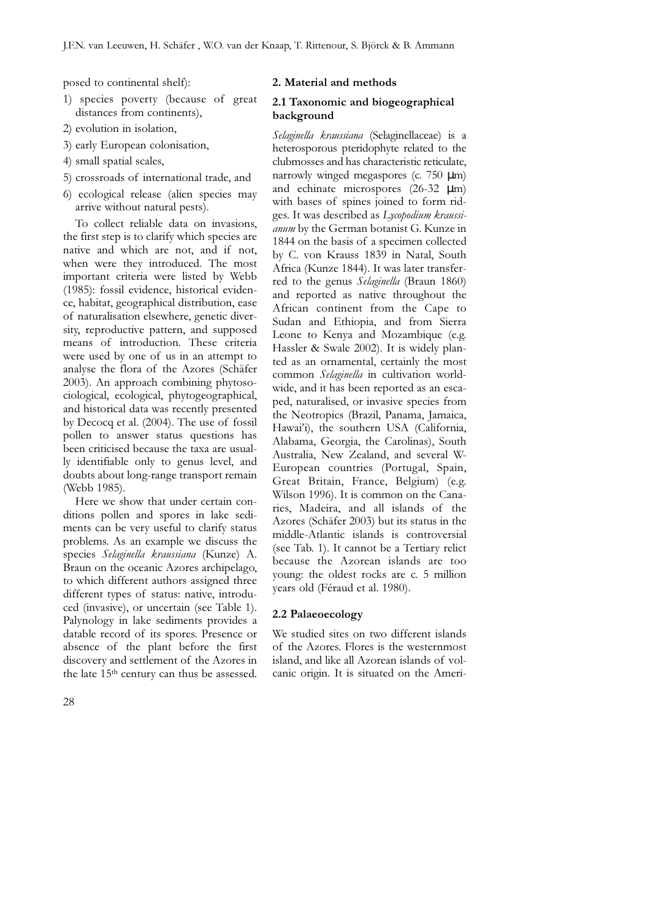posed to continental shelf):

1) species poverty (because of great distances from continents),
2) evolution in isolation,
3) early European colonisation,
4) small spatial scales,
5) crossroads of international trade, and
6) ecological release (alien species may arrive without natural pests).

To collect reliable data on invasions, the first step is to clarify which species are native and which are not, and if not, when were they introduced. The most important criteria were listed by Webb (1985): fossil evidence, historical evidence, habitat, geographical distribution, ease of naturalisation elsewhere, genetic diversity, reproductive pattern, and supposed means of introduction. These criteria were used by one of us in an attempt to analyse the flora of the Azores (Schäfer 2003). An approach combining phytosociological, ecological, phytogeographical, and historical data was recently presented by Decocq et al. (2004). The use of fossil pollen to answer status questions has been criticised because the taxa are usually identifiable only to genus level, and doubts about long-range transport remain (Webb 1985).

Here we show that under certain conditions pollen and spores in lake sediments can be very useful to clarify status problems. As an example we discuss the species *Selaginella kraussiana* (Kunze) A. Braun on the oceanic Azores archipelago, to which different authors assigned three different types of status: native, introduced (invasive), or uncertain (see Table 1). Palynology in lake sediments provides a datable record of its spores. Presence or absence of the plant before the first discovery and settlement of the Azores in the late 15th century can thus be assessed.

## 2. Material and methods

### 2.1 Taxonomic and biogeographical background

*Selaginella kraussiana* (Selaginellaceae) is a heterosporous pteridophyte related to the clubmosses and has characteristic reticulate, narrowly winged megaspores (c. 750 µm) and echinate microspores (26-32 µm) with bases of spines joined to form ridges. It was described as *Lycopodium kraussianum* by the German botanist G. Kunze in 1844 on the basis of a specimen collected by C. von Krauss 1839 in Natal, South Africa (Kunze 1844). It was later transferred to the genus *Selaginella* (Braun 1860) and reported as native throughout the African continent from the Cape to Sudan and Ethiopia, and from Sierra Leone to Kenya and Mozambique (e.g. Hassler & Swale 2002). It is widely planted as an ornamental, certainly the most common *Selaginella* in cultivation worldwide, and it has been reported as an escaped, naturalised, or invasive species from the Neotropics (Brazil, Panama, Jamaica, Hawai'i), the southern USA (California, Alabama, Georgia, the Carolinas), South Australia, New Zealand, and several W-European countries (Portugal, Spain, Great Britain, France, Belgium) (e.g. Wilson 1996). It is common on the Canaries, Madeira, and all islands of the Azores (Schäfer 2003) but its status in the middle-Atlantic islands is controversial (see Tab. 1). It cannot be a Tertiary relict because the Azorean islands are too young: the oldest rocks are c. 5 million years old (Féraud et al. 1980).

### 2.2 Palaeoecology

We studied sites on two different islands of the Azores. Flores is the westernmost island, and like all Azorean islands of volcanic origin. It is situated on the Ameri-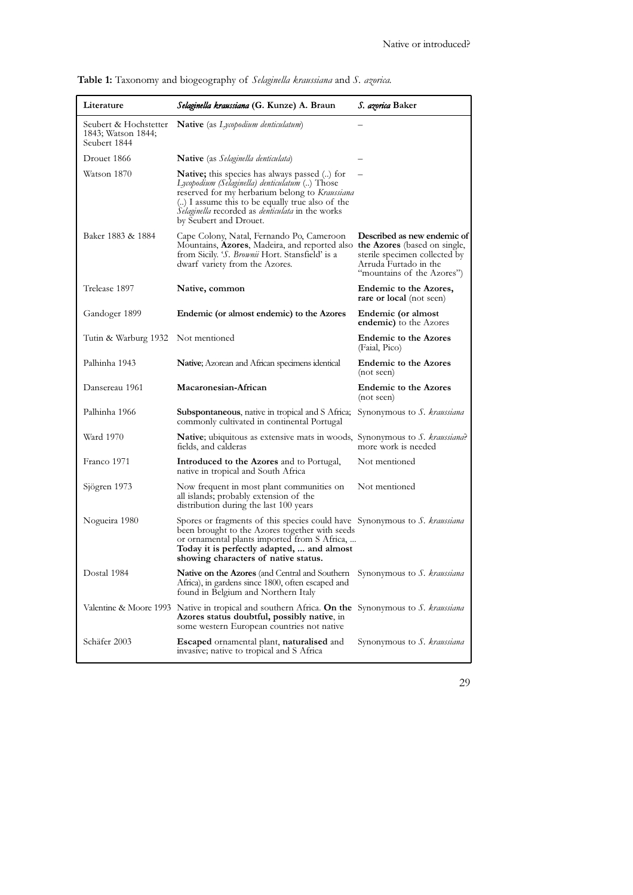**Table 1:** Taxonomy and biogeography of *Selaginella kraussiana* and *S. azorica*.

| Literature | *Selaginella kraussiana* (G. Kunze) A. Braun | *S. azorica* Baker |
|---|---|---|
| Seubert & Hochstetter 1843; Watson 1844; Seubert 1844 | **Native** (as *Lycopodium denticulatum*) | – |
| Drouet 1866 | **Native** (as *Selaginella denticulata*) | – |
| Watson 1870 | **Native;** this species has always passed (..) for *Lycopodium (Selaginella) denticulatum* (..) Those reserved for my herbarium belong to *Kraussiana* (..) I assume this to be equally true also of the *Selaginella* recorded as *denticulata* in the works by Seubert and Drouet. | – |
| Baker 1883 & 1884 | Cape Colony, Natal, Fernando Po, Cameroon Mountains, **Azores**, Madeira, and reported also from Sicily. '*S. Brownii* Hort. Stansfield' is a dwarf variety from the Azores. | **Described as new endemic of the Azores** (based on single, sterile specimen collected by Arruda Furtado in the "mountains of the Azores") |
| Trelease 1897 | **Native, common** | **Endemic to the Azores, rare or local** (not seen) |
| Gandoger 1899 | **Endemic (or almost endemic) to the Azores** | **Endemic (or almost endemic)** to the Azores |
| Tutin & Warburg 1932 | Not mentioned | **Endemic to the Azores** (Faial, Pico) |
| Palhinha 1943 | **Native**; Azorean and African specimens identical | **Endemic to the Azores** (not seen) |
| Dansereau 1961 | **Macaronesian-African** | **Endemic to the Azores** (not seen) |
| Palhinha 1966 | **Subspontaneous**, native in tropical and S Africa; commonly cultivated in continental Portugal | Synonymous to *S. kraussiana* |
| Ward 1970 | **Native**; ubiquitous as extensive mats in woods, fields, and calderas | Synonymous to *S. kraussiana*? more work is needed |
| Franco 1971 | **Introduced to the Azores** and to Portugal, native in tropical and South Africa | Not mentioned |
| Sjögren 1973 | Now frequent in most plant communities on all islands; probably extension of the distribution during the last 100 years | Not mentioned |
| Nogueira 1980 | Spores or fragments of this species could have been brought to the Azores together with seeds or ornamental plants imported from S Africa, ... **Today it is perfectly adapted, ... and almost showing characters of native status.** | Synonymous to *S. kraussiana* |
| Dostal 1984 | **Native on the Azores** (and Central and Southern Africa), in gardens since 1800, often escaped and found in Belgium and Northern Italy | Synonymous to *S. kraussiana* |
| Valentine & Moore 1993 | Native in tropical and southern Africa. **On the Azores status doubtful, possibly native**, in some western European countries not native | Synonymous to *S. kraussiana* |
| Schäfer 2003 | **Escaped** ornamental plant, **naturalised** and invasive; native to tropical and S Africa | Synonymous to *S. kraussiana* |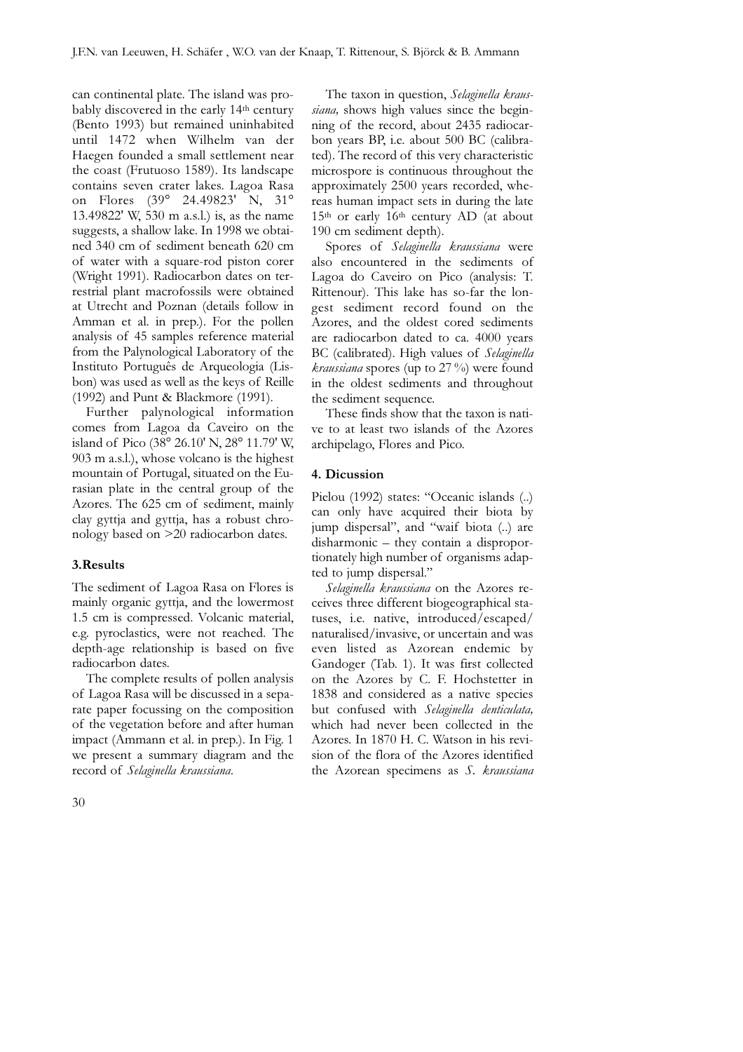can continental plate. The island was probably discovered in the early 14th century (Bento 1993) but remained uninhabited until 1472 when Wilhelm van der Haegen founded a small settlement near the coast (Frutuoso 1589). Its landscape contains seven crater lakes. Lagoa Rasa on Flores (39° 24.49823' N, 31° 13.49822' W, 530 m a.s.l.) is, as the name suggests, a shallow lake. In 1998 we obtained 340 cm of sediment beneath 620 cm of water with a square-rod piston corer (Wright 1991). Radiocarbon dates on terrestrial plant macrofossils were obtained at Utrecht and Poznan (details follow in Amman et al. in prep.). For the pollen analysis of 45 samples reference material from the Palynological Laboratory of the Instituto Português de Arqueologia (Lisbon) was used as well as the keys of Reille (1992) and Punt & Blackmore (1991).

Further palynological information comes from Lagoa da Caveiro on the island of Pico (38° 26.10' N, 28° 11.79' W, 903 m a.s.l.), whose volcano is the highest mountain of Portugal, situated on the Eurasian plate in the central group of the Azores. The 625 cm of sediment, mainly clay gyttja and gyttja, has a robust chronology based on >20 radiocarbon dates.

## 3. Results

The sediment of Lagoa Rasa on Flores is mainly organic gyttja, and the lowermost 1.5 cm is compressed. Volcanic material, e.g. pyroclastics, were not reached. The depth-age relationship is based on five radiocarbon dates.

The complete results of pollen analysis of Lagoa Rasa will be discussed in a separate paper focussing on the composition of the vegetation before and after human impact (Ammann et al. in prep.). In Fig. 1 we present a summary diagram and the record of *Selaginella kraussiana*.

The taxon in question, *Selaginella kraussiana,* shows high values since the beginning of the record, about 2435 radiocarbon years BP, i.e. about 500 BC (calibrated). The record of this very characteristic microspore is continuous throughout the approximately 2500 years recorded, whereas human impact sets in during the late 15th or early 16th century AD (at about 190 cm sediment depth).

Spores of *Selaginella kraussiana* were also encountered in the sediments of Lagoa do Caveiro on Pico (analysis: T. Rittenour). This lake has so-far the longest sediment record found on the Azores, and the oldest cored sediments are radiocarbon dated to ca. 4000 years BC (calibrated). High values of *Selaginella kraussiana* spores (up to 27 %) were found in the oldest sediments and throughout the sediment sequence.

These finds show that the taxon is native to at least two islands of the Azores archipelago, Flores and Pico.

## 4. Dicussion

Pielou (1992) states: "Oceanic islands (..) can only have acquired their biota by jump dispersal", and "waif biota (..) are disharmonic – they contain a disproportionately high number of organisms adapted to jump dispersal."

*Selaginella kraussiana* on the Azores receives three different biogeographical statuses, i.e. native, introduced/escaped/naturalised/invasive, or uncertain and was even listed as Azorean endemic by Gandoger (Tab. 1). It was first collected on the Azores by C. F. Hochstetter in 1838 and considered as a native species but confused with *Selaginella denticulata,* which had never been collected in the Azores. In 1870 H. C. Watson in his revision of the flora of the Azores identified the Azorean specimens as *S. kraussiana*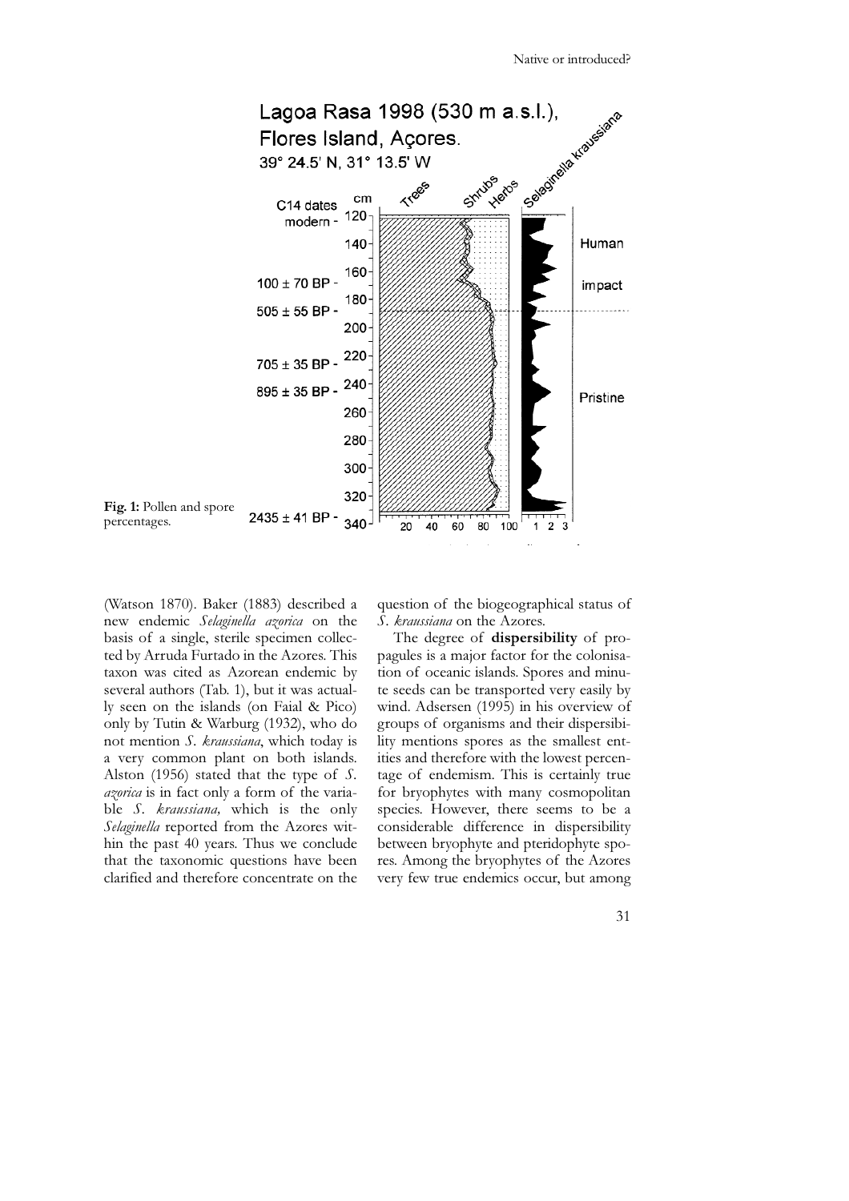**Fig. 1:** Pollen and spore percentages.

(Watson 1870). Baker (1883) described a new endemic *Selaginella azorica* on the basis of a single, sterile specimen collected by Arruda Furtado in the Azores. This taxon was cited as Azorean endemic by several authors (Tab. 1), but it was actually seen on the islands (on Faial & Pico) only by Tutin & Warburg (1932), who do not mention *S. kraussiana*, which today is a very common plant on both islands. Alston (1956) stated that the type of *S. azorica* is in fact only a form of the variable *S. kraussiana,* which is the only *Selaginella* reported from the Azores within the past 40 years. Thus we conclude that the taxonomic questions have been clarified and therefore concentrate on the question of the biogeographical status of *S. kraussiana* on the Azores.

The degree of **dispersibility** of propagules is a major factor for the colonisation of oceanic islands. Spores and minute seeds can be transported very easily by wind. Adsersen (1995) in his overview of groups of organisms and their dispersibility mentions spores as the smallest entities and therefore with the lowest percentage of endemism. This is certainly true for bryophytes with many cosmopolitan species. However, there seems to be a considerable difference in dispersibility between bryophyte and pteridophyte spores. Among the bryophytes of the Azores very few true endemics occur, but among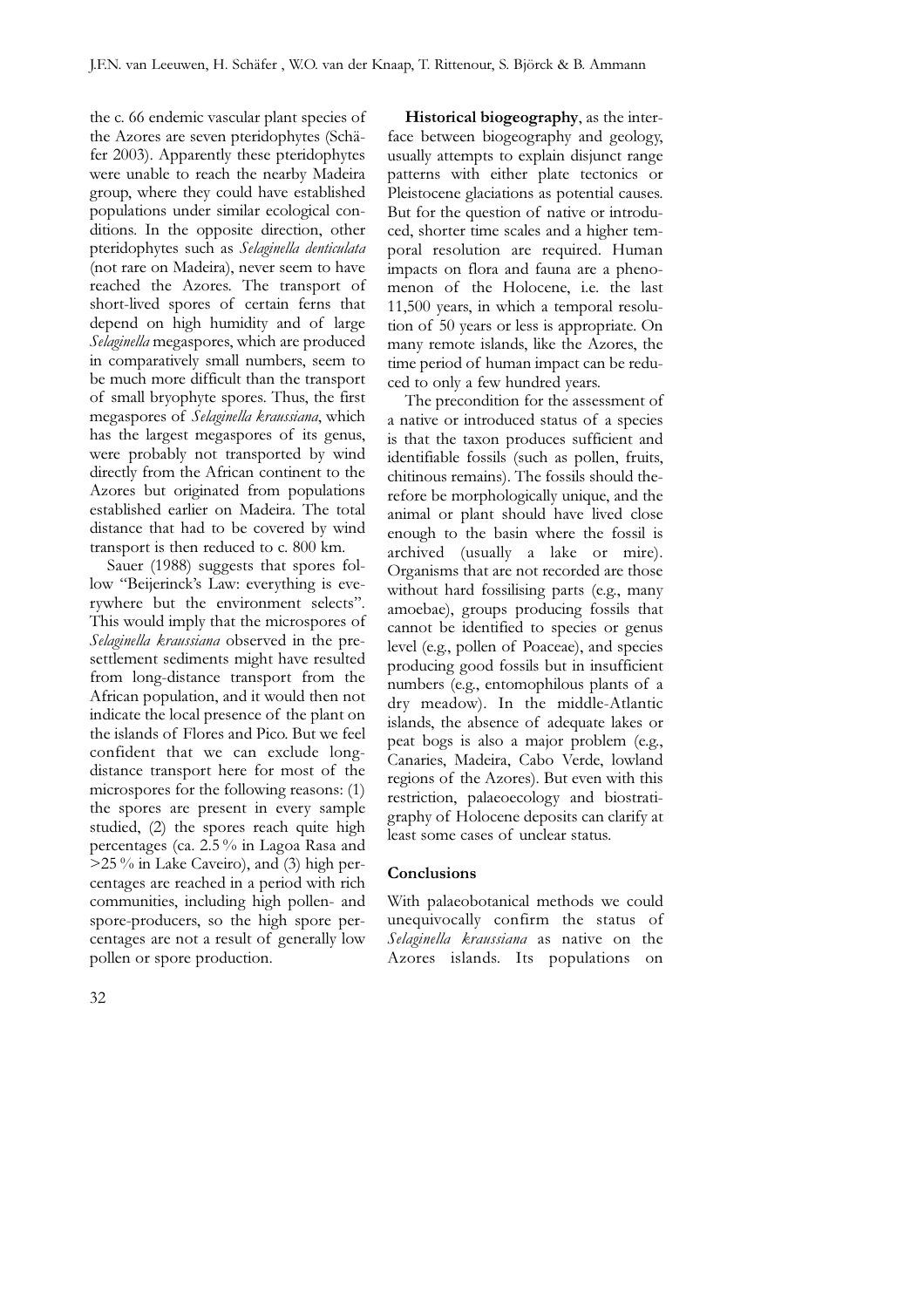the c. 66 endemic vascular plant species of the Azores are seven pteridophytes (Schäfer 2003). Apparently these pteridophytes were unable to reach the nearby Madeira group, where they could have established populations under similar ecological conditions. In the opposite direction, other pteridophytes such as *Selaginella denticulata* (not rare on Madeira), never seem to have reached the Azores. The transport of short-lived spores of certain ferns that depend on high humidity and of large *Selaginella* megaspores, which are produced in comparatively small numbers, seem to be much more difficult than the transport of small bryophyte spores. Thus, the first megaspores of *Selaginella kraussiana*, which has the largest megaspores of its genus, were probably not transported by wind directly from the African continent to the Azores but originated from populations established earlier on Madeira. The total distance that had to be covered by wind transport is then reduced to c. 800 km.

Sauer (1988) suggests that spores follow "Beijerinck's Law: everything is everywhere but the environment selects". This would imply that the microspores of *Selaginella kraussiana* observed in the pre-settlement sediments might have resulted from long-distance transport from the African population, and it would then not indicate the local presence of the plant on the islands of Flores and Pico. But we feel confident that we can exclude long-distance transport here for most of the microspores for the following reasons: (1) the spores are present in every sample studied, (2) the spores reach quite high percentages (ca. 2.5 % in Lagoa Rasa and >25 % in Lake Caveiro), and (3) high percentages are reached in a period with rich communities, including high pollen- and spore-producers, so the high spore percentages are not a result of generally low pollen or spore production.

**Historical biogeography**, as the interface between biogeography and geology, usually attempts to explain disjunct range patterns with either plate tectonics or Pleistocene glaciations as potential causes. But for the question of native or introduced, shorter time scales and a higher temporal resolution are required. Human impacts on flora and fauna are a phenomenon of the Holocene, i.e. the last 11,500 years, in which a temporal resolution of 50 years or less is appropriate. On many remote islands, like the Azores, the time period of human impact can be reduced to only a few hundred years.

The precondition for the assessment of a native or introduced status of a species is that the taxon produces sufficient and identifiable fossils (such as pollen, fruits, chitinous remains). The fossils should therefore be morphologically unique, and the animal or plant should have lived close enough to the basin where the fossil is archived (usually a lake or mire). Organisms that are not recorded are those without hard fossilising parts (e.g., many amoebae), groups producing fossils that cannot be identified to species or genus level (e.g., pollen of Poaceae), and species producing good fossils but in insufficient numbers (e.g., entomophilous plants of a dry meadow). In the middle-Atlantic islands, the absence of adequate lakes or peat bogs is also a major problem (e.g., Canaries, Madeira, Cabo Verde, lowland regions of the Azores). But even with this restriction, palaeoecology and biostratigraphy of Holocene deposits can clarify at least some cases of unclear status.

## Conclusions

With palaeobotanical methods we could unequivocally confirm the status of *Selaginella kraussiana* as native on the Azores islands. Its populations on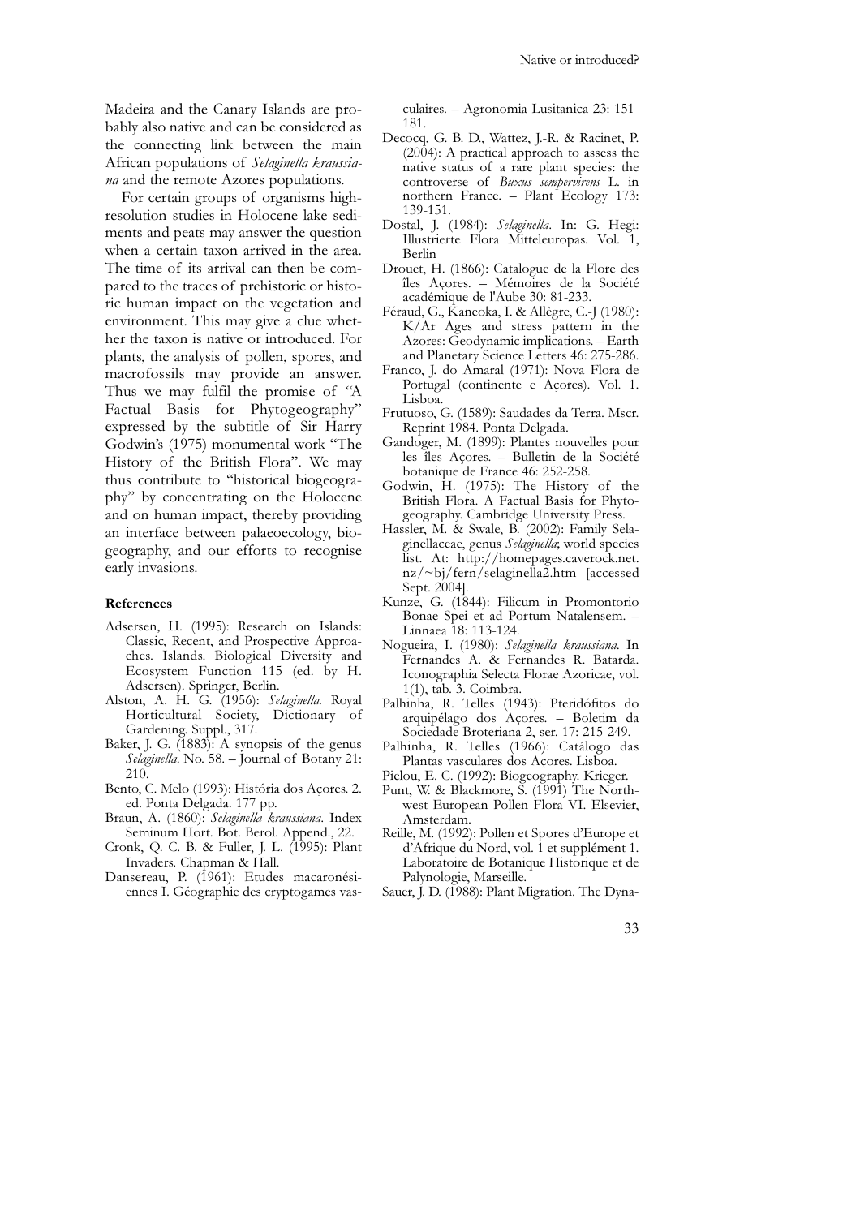Madeira and the Canary Islands are probably also native and can be considered as the connecting link between the main African populations of *Selaginella kraussiana* and the remote Azores populations.

For certain groups of organisms high-resolution studies in Holocene lake sediments and peats may answer the question when a certain taxon arrived in the area. The time of its arrival can then be compared to the traces of prehistoric or historic human impact on the vegetation and environment. This may give a clue whether the taxon is native or introduced. For plants, the analysis of pollen, spores, and macrofossils may provide an answer. Thus we may fulfil the promise of "A Factual Basis for Phytogeography" expressed by the subtitle of Sir Harry Godwin's (1975) monumental work "The History of the British Flora". We may thus contribute to "historical biogeography" by concentrating on the Holocene and on human impact, thereby providing an interface between palaeoecology, biogeography, and our efforts to recognise early invasions.

#### References

- Adsersen, H. (1995): Research on Islands: Classic, Recent, and Prospective Approaches. Islands. Biological Diversity and Ecosystem Function 115 (ed. by H. Adsersen). Springer, Berlin.
- Alston, A. H. G. (1956): *Selaginella.* Royal Horticultural Society, Dictionary of Gardening. Suppl., 317.
- Baker, J. G. (1883): A synopsis of the genus *Selaginella*. No. 58. – Journal of Botany 21: 210.
- Bento, C. Melo (1993): História dos Açores. 2. ed. Ponta Delgada. 177 pp.
- Braun, A. (1860): *Selaginella kraussiana.* Index Seminum Hort. Bot. Berol. Append., 22.
- Cronk, Q. C. B. & Fuller, J. L. (1995): Plant Invaders. Chapman & Hall.
- Dansereau, P. (1961): Etudes macaronésiennes I. Géographie des cryptogames vasculaires. – Agronomia Lusitanica 23: 151-181.
- Decocq, G. B. D., Wattez, J.-R. & Racinet, P. (2004): A practical approach to assess the native status of a rare plant species: the controverse of *Buxus sempervirens* L. in northern France. – Plant Ecology 173: 139-151.
- Dostal, J. (1984): *Selaginella*. In: G. Hegi: Illustrierte Flora Mitteleuropas. Vol. 1, Berlin
- Drouet, H. (1866): Catalogue de la Flore des îles Açores. – Mémoires de la Société académique de l'Aube 30: 81-233.
- Féraud, G., Kaneoka, I. & Allègre, C.-J (1980): K/Ar Ages and stress pattern in the Azores: Geodynamic implications. – Earth and Planetary Science Letters 46: 275-286.
- Franco, J. do Amaral (1971): Nova Flora de Portugal (continente e Açores). Vol. 1. Lisboa.
- Frutuoso, G. (1589): Saudades da Terra. Mscr. Reprint 1984. Ponta Delgada.
- Gandoger, M. (1899): Plantes nouvelles pour les îles Açores. – Bulletin de la Société botanique de France 46: 252-258.
- Godwin, H. (1975): The History of the British Flora. A Factual Basis for Phytogeography. Cambridge University Press.
- Hassler, M. & Swale, B. (2002): Family Selaginellaceae, genus *Selaginella*; world species list. At: http://homepages.caverock.net.nz/~bj/fern/selaginella2.htm [accessed Sept. 2004].
- Kunze, G. (1844): Filicum in Promontorio Bonae Spei et ad Portum Natalensem. – Linnaea 18: 113-124.
- Nogueira, I. (1980): *Selaginella kraussiana*. In Fernandes A. & Fernandes R. Batarda. Iconographia Selecta Florae Azoricae, vol. 1(1), tab. 3. Coimbra.
- Palhinha, R. Telles (1943): Pteridófitos do arquipélago dos Açores. – Boletim da Sociedade Broteriana 2, ser. 17: 215-249.
- Palhinha, R. Telles (1966): Catálogo das Plantas vasculares dos Açores. Lisboa.
- Pielou, E. C. (1992): Biogeography. Krieger.
- Punt, W. & Blackmore, S. (1991) The Northwest European Pollen Flora VI. Elsevier, Amsterdam.
- Reille, M. (1992): Pollen et Spores d'Europe et d'Afrique du Nord, vol. 1 et supplément 1. Laboratoire de Botanique Historique et de Palynologie, Marseille.
- Sauer, J. D. (1988): Plant Migration. The Dyna-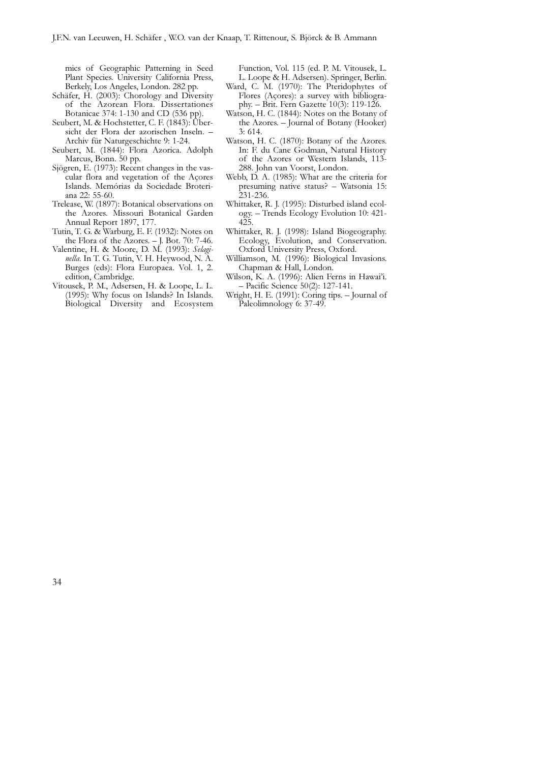mics of Geographic Patterning in Seed Plant Species. University California Press, Berkely, Los Angeles, London. 282 pp.

Schäfer, H. (2003): Chorology and Diversity of the Azorean Flora. Dissertationes Botanicae 374: 1-130 and CD (536 pp).

Seubert, M. & Hochstetter, C. F. (1843): Übersicht der Flora der azorischen Inseln. – Archiv für Naturgeschichte 9: 1-24.

Seubert, M. (1844): Flora Azorica. Adolph Marcus, Bonn. 50 pp.

Sjögren, E. (1973): Recent changes in the vascular flora and vegetation of the Açores Islands. Memórias da Sociedade Broteriana 22: 55-60.

Trelease, W. (1897): Botanical observations on the Azores. Missouri Botanical Garden Annual Report 1897, 177.

Tutin, T. G. & Warburg, E. F. (1932): Notes on the Flora of the Azores. – J. Bot. 70: 7-46.

Valentine, H. & Moore, D. M. (1993): *Selaginella*. In T. G. Tutin, V. H. Heywood, N. A. Burges (eds): Flora Europaea. Vol. 1, 2. edition, Cambridge.

Vitousek, P. M., Adsersen, H. & Loope, L. L. (1995): Why focus on Islands? In Islands. Biological Diversity and Ecosystem Function, Vol. 115 (ed. P. M. Vitousek, L. L. Loope & H. Adsersen). Springer, Berlin.

Ward, C. M. (1970): The Pteridophytes of Flores (Açores): a survey with bibliography. – Brit. Fern Gazette 10(3): 119-126.

Watson, H. C. (1844): Notes on the Botany of the Azores. – Journal of Botany (Hooker) 3: 614.

Watson, H. C. (1870): Botany of the Azores. In: F. du Cane Godman, Natural History of the Azores or Western Islands, 113-288. John van Voorst, London.

Webb, D. A. (1985): What are the criteria for presuming native status? – Watsonia 15: 231-236.

Whittaker, R. J. (1995): Disturbed island ecology. – Trends Ecology Evolution 10: 421-425.

Whittaker, R. J. (1998): Island Biogeography. Ecology, Evolution, and Conservation. Oxford University Press, Oxford.

Williamson, M. (1996): Biological Invasions. Chapman & Hall, London.

Wilson, K. A. (1996): Alien Ferns in Hawai'i. – Pacific Science 50(2): 127-141.

Wright, H. E. (1991): Coring tips. – Journal of Paleolimnology 6: 37-49.